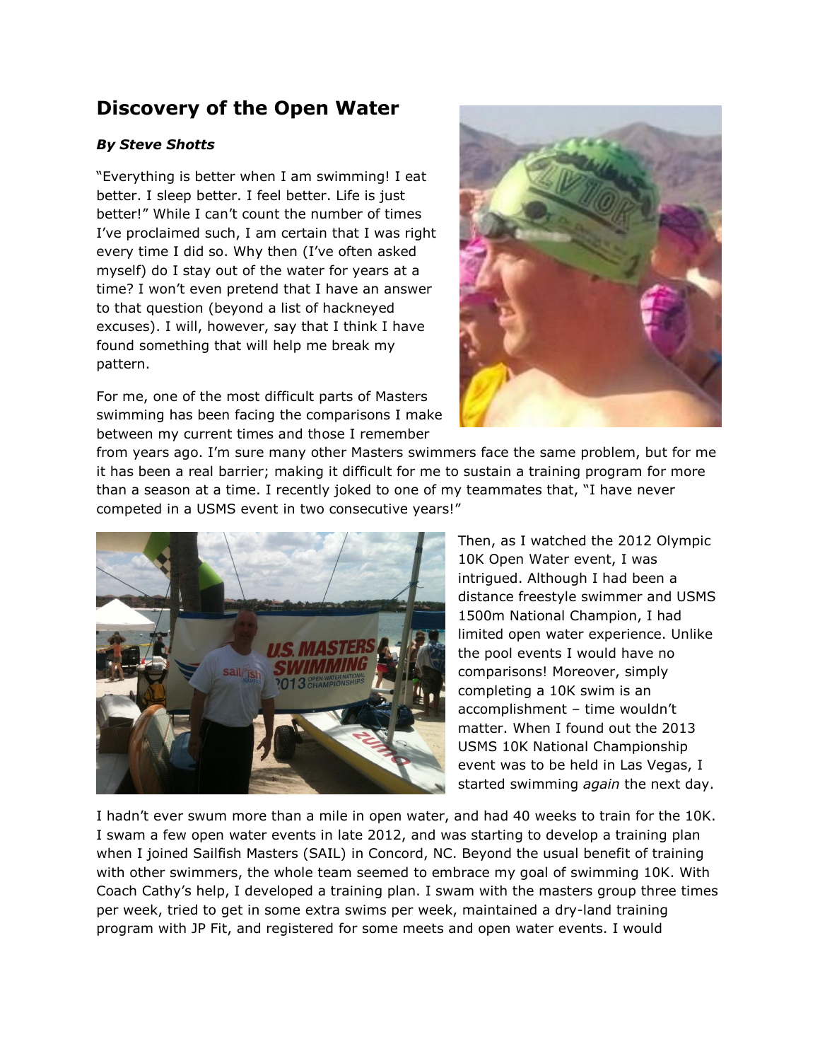# Discovery of the Open Water

***By Steve Shotts***

"Everything is better when I am swimming! I eat better. I sleep better. I feel better. Life is just better!" While I can't count the number of times I've proclaimed such, I am certain that I was right every time I did so. Why then (I've often asked myself) do I stay out of the water for years at a time? I won't even pretend that I have an answer to that question (beyond a list of hackneyed excuses). I will, however, say that I think I have found something that will help me break my pattern.

For me, one of the most difficult parts of Masters swimming has been facing the comparisons I make between my current times and those I remember from years ago. I'm sure many other Masters swimmers face the same problem, but for me it has been a real barrier; making it difficult for me to sustain a training program for more than a season at a time. I recently joked to one of my teammates that, "I have never competed in a USMS event in two consecutive years!"

Then, as I watched the 2012 Olympic 10K Open Water event, I was intrigued. Although I had been a distance freestyle swimmer and USMS 1500m National Champion, I had limited open water experience. Unlike the pool events I would have no comparisons! Moreover, simply completing a 10K swim is an accomplishment – time wouldn't matter. When I found out the 2013 USMS 10K National Championship event was to be held in Las Vegas, I started swimming *again* the next day.

I hadn't ever swum more than a mile in open water, and had 40 weeks to train for the 10K. I swam a few open water events in late 2012, and was starting to develop a training plan when I joined Sailfish Masters (SAIL) in Concord, NC. Beyond the usual benefit of training with other swimmers, the whole team seemed to embrace my goal of swimming 10K. With Coach Cathy's help, I developed a training plan. I swam with the masters group three times per week, tried to get in some extra swims per week, maintained a dry-land training program with JP Fit, and registered for some meets and open water events. I would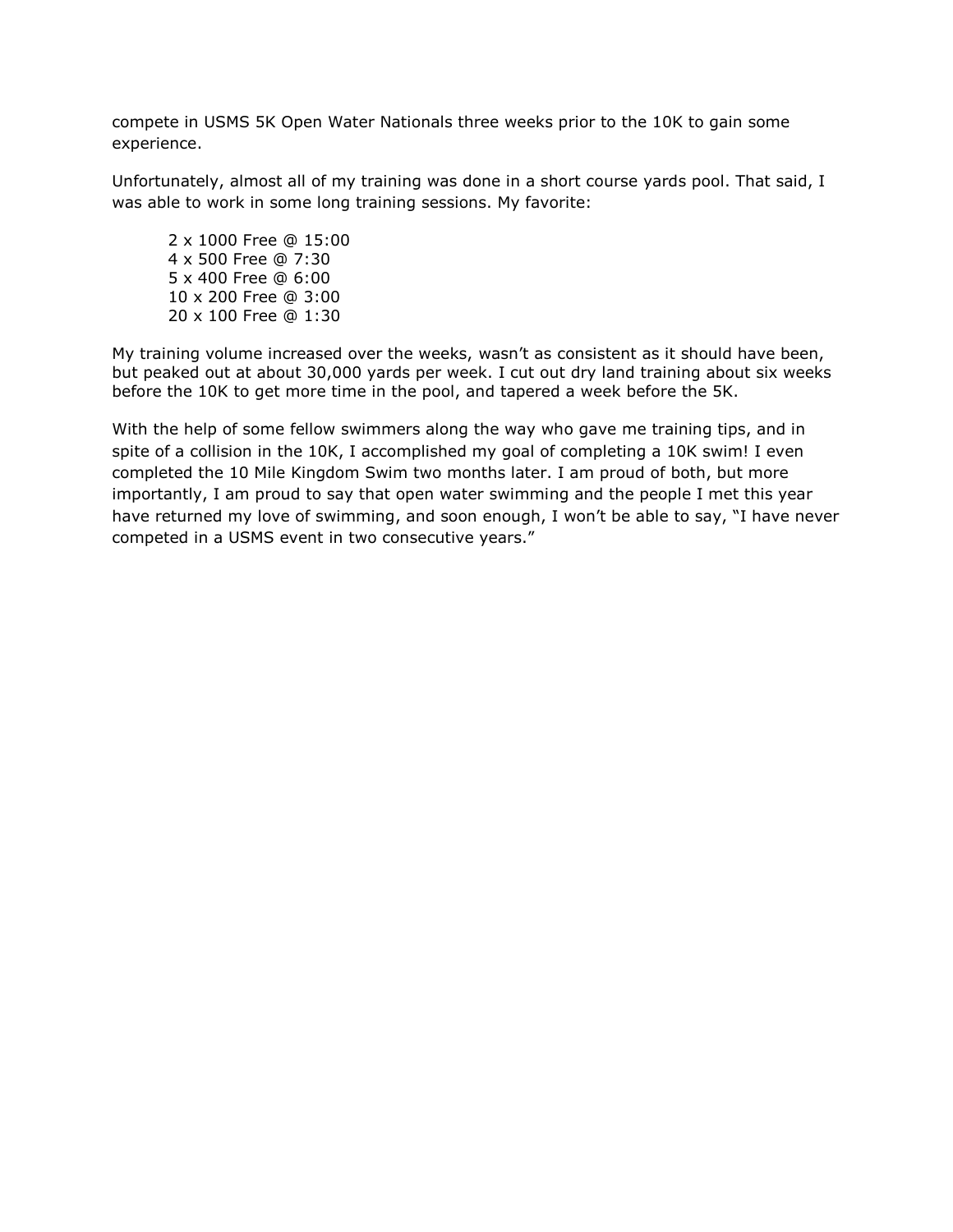compete in USMS 5K Open Water Nationals three weeks prior to the 10K to gain some experience.

Unfortunately, almost all of my training was done in a short course yards pool. That said, I was able to work in some long training sessions. My favorite:

2 x 1000 Free @ 15:00
4 x 500 Free @ 7:30
5 x 400 Free @ 6:00
10 x 200 Free @ 3:00
20 x 100 Free @ 1:30

My training volume increased over the weeks, wasn't as consistent as it should have been, but peaked out at about 30,000 yards per week. I cut out dry land training about six weeks before the 10K to get more time in the pool, and tapered a week before the 5K.

With the help of some fellow swimmers along the way who gave me training tips, and in spite of a collision in the 10K, I accomplished my goal of completing a 10K swim! I even completed the 10 Mile Kingdom Swim two months later. I am proud of both, but more importantly, I am proud to say that open water swimming and the people I met this year have returned my love of swimming, and soon enough, I won't be able to say, "I have never competed in a USMS event in two consecutive years."